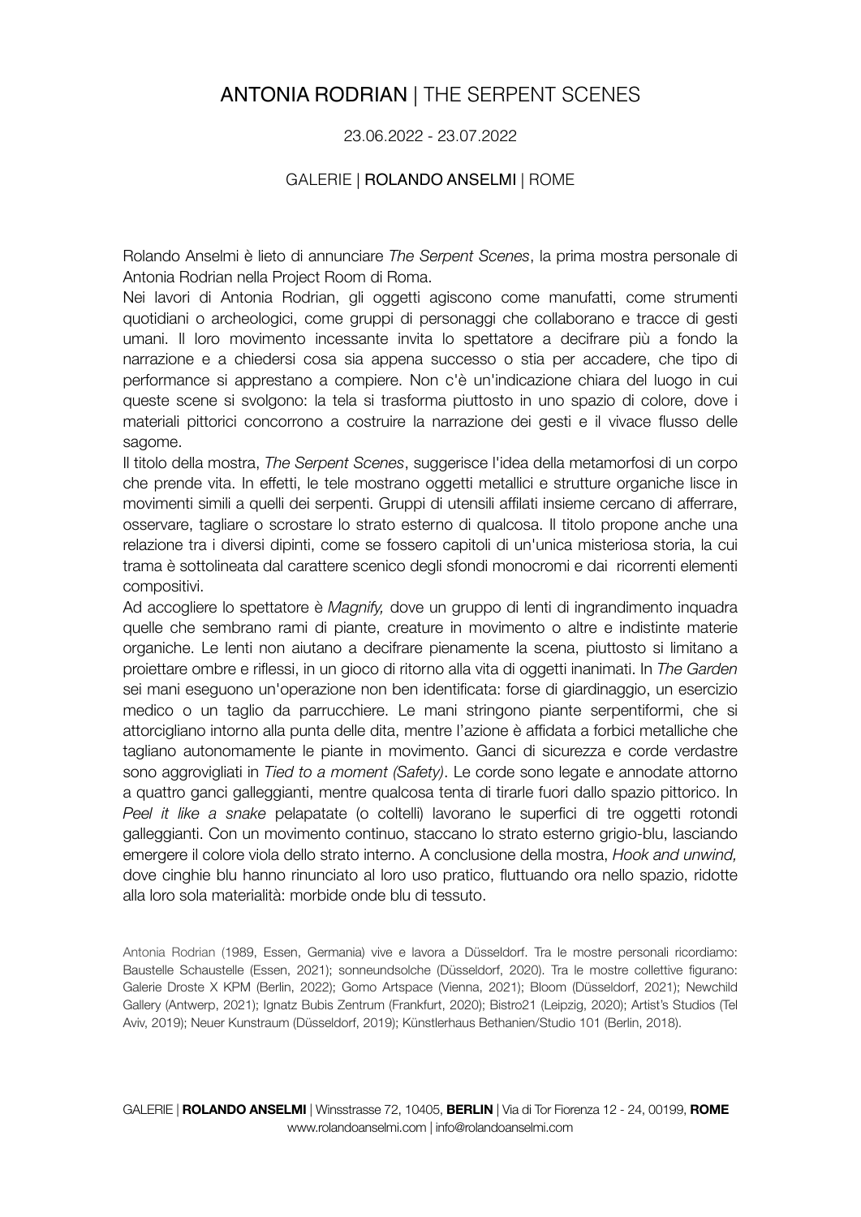# ANTONIA RODRIAN | THE SERPENT SCENES

23.06.2022 - 23.07.2022

GALERIE | ROLANDO ANSELMI | ROME

Rolando Anselmi è lieto di annunciare *The Serpent Scenes*, la prima mostra personale di Antonia Rodrian nella Project Room di Roma.

Nei lavori di Antonia Rodrian, gli oggetti agiscono come manufatti, come strumenti quotidiani o archeologici, come gruppi di personaggi che collaborano e tracce di gesti umani. Il loro movimento incessante invita lo spettatore a decifrare più a fondo la narrazione e a chiedersi cosa sia appena successo o stia per accadere, che tipo di performance si apprestano a compiere. Non c'è un'indicazione chiara del luogo in cui queste scene si svolgono: la tela si trasforma piuttosto in uno spazio di colore, dove i materiali pittorici concorrono a costruire la narrazione dei gesti e il vivace flusso delle sagome.

Il titolo della mostra, *The Serpent Scenes*, suggerisce l'idea della metamorfosi di un corpo che prende vita. In effetti, le tele mostrano oggetti metallici e strutture organiche lisce in movimenti simili a quelli dei serpenti. Gruppi di utensili affilati insieme cercano di afferrare, osservare, tagliare o scrostare lo strato esterno di qualcosa. Il titolo propone anche una relazione tra i diversi dipinti, come se fossero capitoli di un'unica misteriosa storia, la cui trama è sottolineata dal carattere scenico degli sfondi monocromi e dai ricorrenti elementi compositivi.

Ad accogliere lo spettatore è *Magnify,* dove un gruppo di lenti di ingrandimento inquadra quelle che sembrano rami di piante, creature in movimento o altre e indistinte materie organiche. Le lenti non aiutano a decifrare pienamente la scena, piuttosto si limitano a proiettare ombre e riflessi, in un gioco di ritorno alla vita di oggetti inanimati. In *The Garden* sei mani eseguono un'operazione non ben identificata: forse di giardinaggio, un esercizio medico o un taglio da parrucchiere. Le mani stringono piante serpentiformi, che si attorcigliano intorno alla punta delle dita, mentre l'azione è affidata a forbici metalliche che tagliano autonomamente le piante in movimento. Ganci di sicurezza e corde verdastre sono aggrovigliati in *Tied to a moment (Safety)*. Le corde sono legate e annodate attorno a quattro ganci galleggianti, mentre qualcosa tenta di tirarle fuori dallo spazio pittorico. In *Peel it like a snake* pelapatate (o coltelli) lavorano le superfici di tre oggetti rotondi galleggianti. Con un movimento continuo, staccano lo strato esterno grigio-blu, lasciando emergere il colore viola dello strato interno. A conclusione della mostra, *Hook and unwind,* dove cinghie blu hanno rinunciato al loro uso pratico, fluttuando ora nello spazio, ridotte alla loro sola materialità: morbide onde blu di tessuto.

Antonia Rodrian (1989, Essen, Germania) vive e lavora a Düsseldorf. Tra le mostre personali ricordiamo: Baustelle Schaustelle (Essen, 2021); sonneundsolche (Düsseldorf, 2020). Tra le mostre collettive figurano: Galerie Droste X KPM (Berlin, 2022); Gomo Artspace (Vienna, 2021); Bloom (Düsseldorf, 2021); Newchild Gallery (Antwerp, 2021); Ignatz Bubis Zentrum (Frankfurt, 2020); Bistro21 (Leipzig, 2020); Artist's Studios (Tel Aviv, 2019); Neuer Kunstraum (Düsseldorf, 2019); Künstlerhaus Bethanien/Studio 101 (Berlin, 2018).

GALERIE | **ROLANDO ANSELMI** | Winsstrasse 72, 10405, **BERLIN** | Via di Tor Fiorenza 12 - 24, 00199, **ROME**
www.rolandoanselmi.com | info@rolandoanselmi.com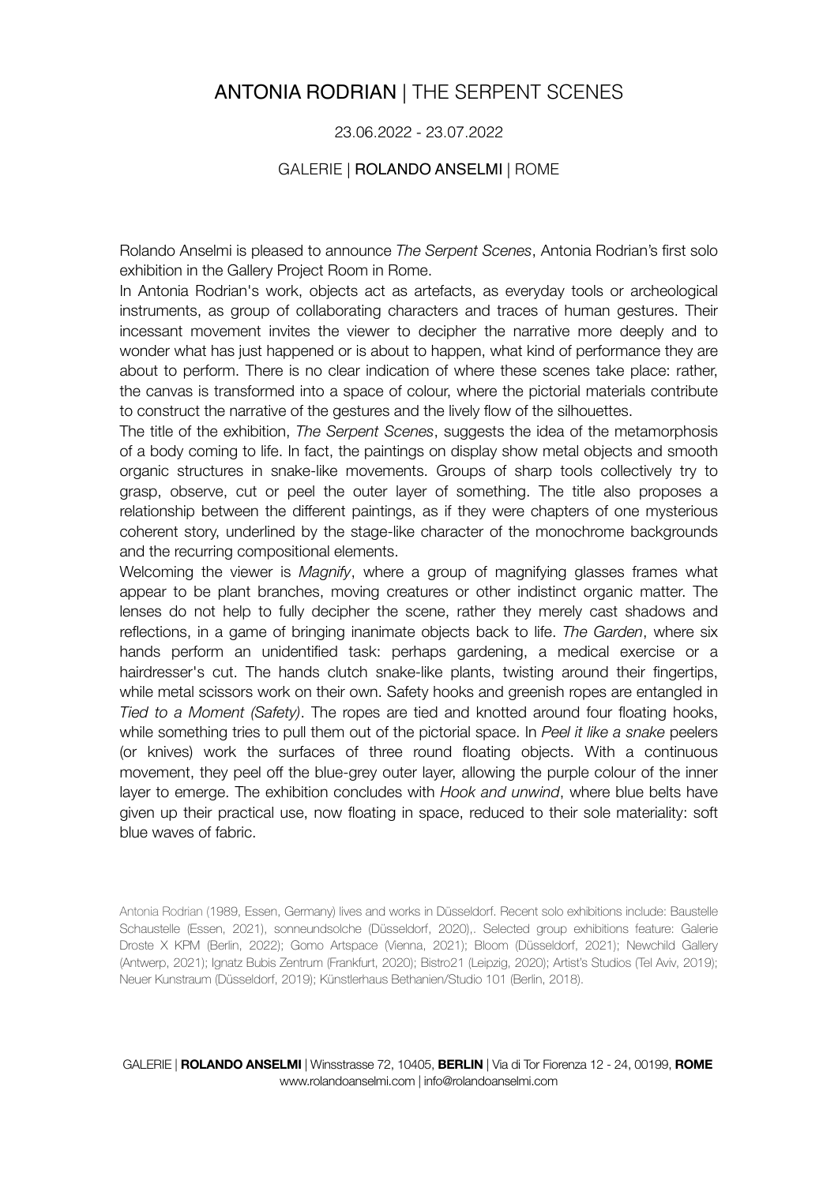# ANTONIA RODRIAN | THE SERPENT SCENES

23.06.2022 - 23.07.2022

GALERIE | ROLANDO ANSELMI | ROME

Rolando Anselmi is pleased to announce *The Serpent Scenes*, Antonia Rodrian's first solo exhibition in the Gallery Project Room in Rome.

In Antonia Rodrian's work, objects act as artefacts, as everyday tools or archeological instruments, as group of collaborating characters and traces of human gestures. Their incessant movement invites the viewer to decipher the narrative more deeply and to wonder what has just happened or is about to happen, what kind of performance they are about to perform. There is no clear indication of where these scenes take place: rather, the canvas is transformed into a space of colour, where the pictorial materials contribute to construct the narrative of the gestures and the lively flow of the silhouettes.

The title of the exhibition, *The Serpent Scenes*, suggests the idea of the metamorphosis of a body coming to life. In fact, the paintings on display show metal objects and smooth organic structures in snake-like movements. Groups of sharp tools collectively try to grasp, observe, cut or peel the outer layer of something. The title also proposes a relationship between the different paintings, as if they were chapters of one mysterious coherent story, underlined by the stage-like character of the monochrome backgrounds and the recurring compositional elements.

Welcoming the viewer is *Magnify*, where a group of magnifying glasses frames what appear to be plant branches, moving creatures or other indistinct organic matter. The lenses do not help to fully decipher the scene, rather they merely cast shadows and reflections, in a game of bringing inanimate objects back to life. *The Garden*, where six hands perform an unidentified task: perhaps gardening, a medical exercise or a hairdresser's cut. The hands clutch snake-like plants, twisting around their fingertips, while metal scissors work on their own. Safety hooks and greenish ropes are entangled in *Tied to a Moment (Safety)*. The ropes are tied and knotted around four floating hooks, while something tries to pull them out of the pictorial space. In *Peel it like a snake* peelers (or knives) work the surfaces of three round floating objects. With a continuous movement, they peel off the blue-grey outer layer, allowing the purple colour of the inner layer to emerge. The exhibition concludes with *Hook and unwind*, where blue belts have given up their practical use, now floating in space, reduced to their sole materiality: soft blue waves of fabric.

Antonia Rodrian (1989, Essen, Germany) lives and works in Düsseldorf. Recent solo exhibitions include: Baustelle Schaustelle (Essen, 2021), sonneundsolche (Düsseldorf, 2020),. Selected group exhibitions feature: Galerie Droste X KPM (Berlin, 2022); Gomo Artspace (Vienna, 2021); Bloom (Düsseldorf, 2021); Newchild Gallery (Antwerp, 2021); Ignatz Bubis Zentrum (Frankfurt, 2020); Bistro21 (Leipzig, 2020); Artist's Studios (Tel Aviv, 2019); Neuer Kunstraum (Düsseldorf, 2019); Künstlerhaus Bethanien/Studio 101 (Berlin, 2018).

GALERIE | **ROLANDO ANSELMI** | Winsstrasse 72, 10405, **BERLIN** | Via di Tor Fiorenza 12 - 24, 00199, **ROME**
www.rolandoanselmi.com | info@rolandoanselmi.com